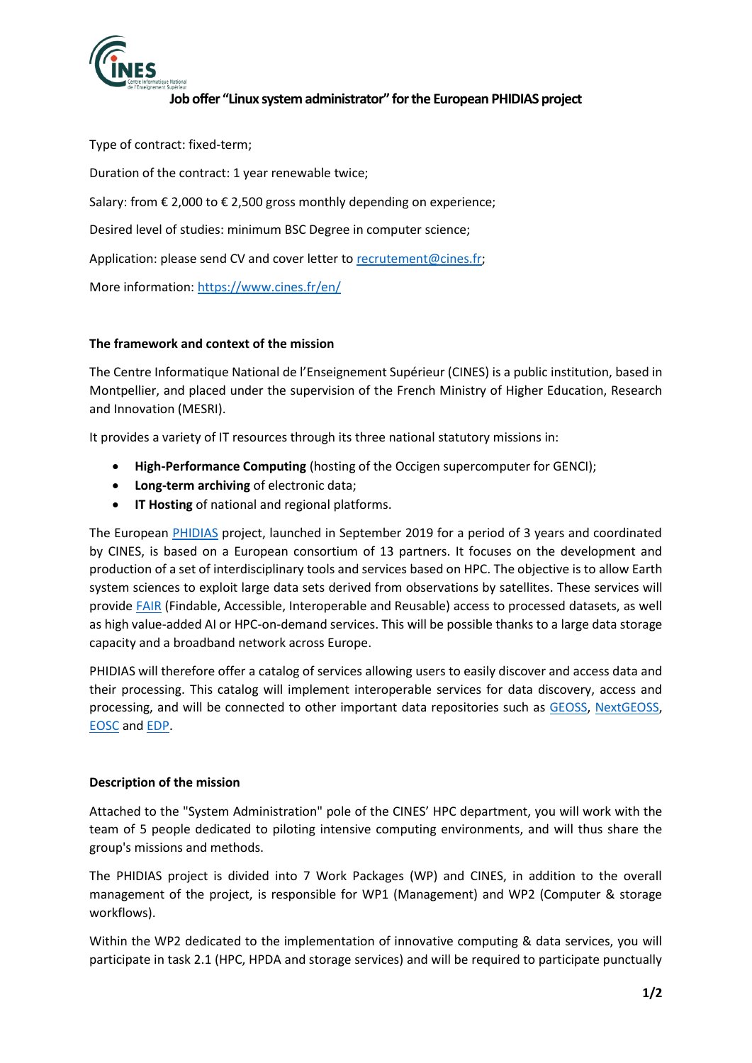# Job offer "Linux system administrator" for the European PHIDIAS project

Type of contract: fixed-term;

Duration of the contract: 1 year renewable twice;

Salary: from € 2,000 to € 2,500 gross monthly depending on experience;

Desired level of studies: minimum BSC Degree in computer science;

Application: please send CV and cover letter to recrutement@cines.fr;

More information: https://www.cines.fr/en/

## The framework and context of the mission

The Centre Informatique National de l'Enseignement Supérieur (CINES) is a public institution, based in Montpellier, and placed under the supervision of the French Ministry of Higher Education, Research and Innovation (MESRI).

It provides a variety of IT resources through its three national statutory missions in:

- **High-Performance Computing** (hosting of the Occigen supercomputer for GENCI);
- **Long-term archiving** of electronic data;
- **IT Hosting** of national and regional platforms.

The European PHIDIAS project, launched in September 2019 for a period of 3 years and coordinated by CINES, is based on a European consortium of 13 partners. It focuses on the development and production of a set of interdisciplinary tools and services based on HPC. The objective is to allow Earth system sciences to exploit large data sets derived from observations by satellites. These services will provide FAIR (Findable, Accessible, Interoperable and Reusable) access to processed datasets, as well as high value-added AI or HPC-on-demand services. This will be possible thanks to a large data storage capacity and a broadband network across Europe.

PHIDIAS will therefore offer a catalog of services allowing users to easily discover and access data and their processing. This catalog will implement interoperable services for data discovery, access and processing, and will be connected to other important data repositories such as GEOSS, NextGEOSS, EOSC and EDP.

## Description of the mission

Attached to the "System Administration" pole of the CINES' HPC department, you will work with the team of 5 people dedicated to piloting intensive computing environments, and will thus share the group's missions and methods.

The PHIDIAS project is divided into 7 Work Packages (WP) and CINES, in addition to the overall management of the project, is responsible for WP1 (Management) and WP2 (Computer & storage workflows).

Within the WP2 dedicated to the implementation of innovative computing & data services, you will participate in task 2.1 (HPC, HPDA and storage services) and will be required to participate punctually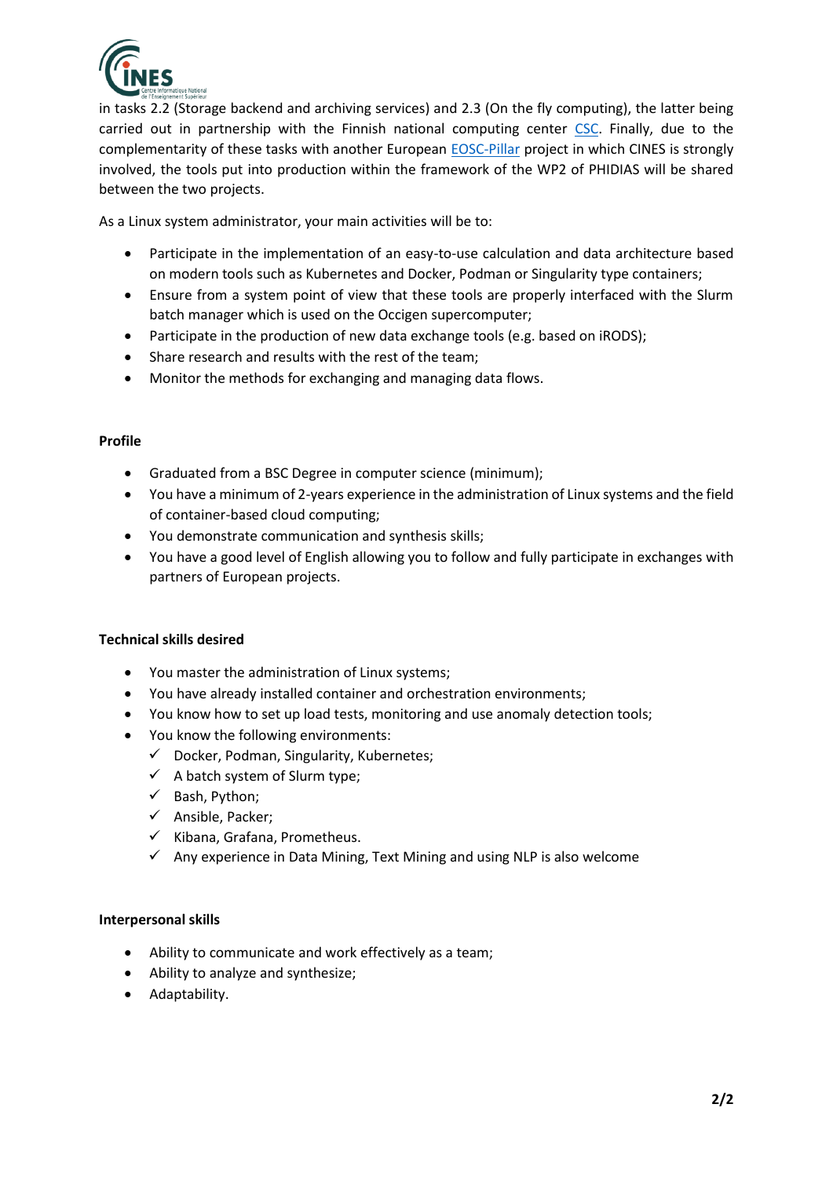in tasks 2.2 (Storage backend and archiving services) and 2.3 (On the fly computing), the latter being carried out in partnership with the Finnish national computing center CSC. Finally, due to the complementarity of these tasks with another European EOSC-Pillar project in which CINES is strongly involved, the tools put into production within the framework of the WP2 of PHIDIAS will be shared between the two projects.

As a Linux system administrator, your main activities will be to:

- Participate in the implementation of an easy-to-use calculation and data architecture based on modern tools such as Kubernetes and Docker, Podman or Singularity type containers;
- Ensure from a system point of view that these tools are properly interfaced with the Slurm batch manager which is used on the Occigen supercomputer;
- Participate in the production of new data exchange tools (e.g. based on iRODS);
- Share research and results with the rest of the team;
- Monitor the methods for exchanging and managing data flows.

**Profile**

- Graduated from a BSC Degree in computer science (minimum);
- You have a minimum of 2-years experience in the administration of Linux systems and the field of container-based cloud computing;
- You demonstrate communication and synthesis skills;
- You have a good level of English allowing you to follow and fully participate in exchanges with partners of European projects.

**Technical skills desired**

- You master the administration of Linux systems;
- You have already installed container and orchestration environments;
- You know how to set up load tests, monitoring and use anomaly detection tools;
- You know the following environments:
  - ✓ Docker, Podman, Singularity, Kubernetes;
  - ✓ A batch system of Slurm type;
  - ✓ Bash, Python;
  - ✓ Ansible, Packer;
  - ✓ Kibana, Grafana, Prometheus.
  - ✓ Any experience in Data Mining, Text Mining and using NLP is also welcome

**Interpersonal skills**

- Ability to communicate and work effectively as a team;
- Ability to analyze and synthesize;
- Adaptability.